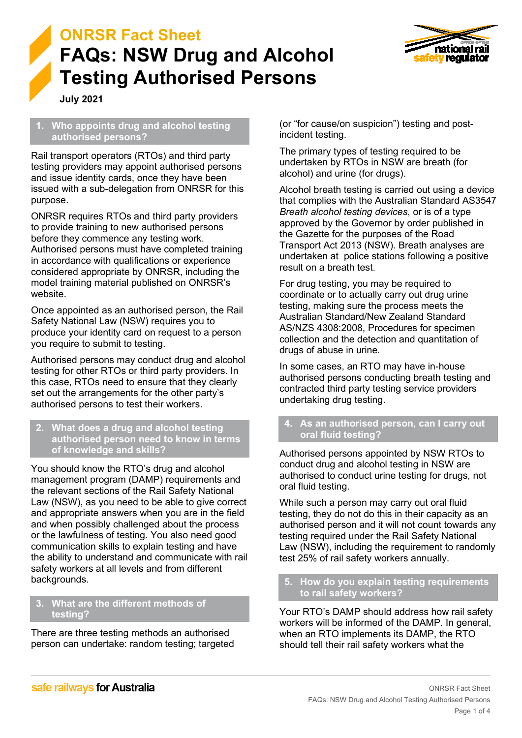# ONRSR Fact Sheet

# FAQs: NSW Drug and Alcohol Testing Authorised Persons

**July 2021**

## 1. Who appoints drug and alcohol testing authorised persons?

Rail transport operators (RTOs) and third party testing providers may appoint authorised persons and issue identity cards, once they have been issued with a sub-delegation from ONRSR for this purpose.

ONRSR requires RTOs and third party providers to provide training to new authorised persons before they commence any testing work. Authorised persons must have completed training in accordance with qualifications or experience considered appropriate by ONRSR, including the model training material published on ONRSR's website.

Once appointed as an authorised person, the Rail Safety National Law (NSW) requires you to produce your identity card on request to a person you require to submit to testing.

Authorised persons may conduct drug and alcohol testing for other RTOs or third party providers. In this case, RTOs need to ensure that they clearly set out the arrangements for the other party's authorised persons to test their workers.

## 2. What does a drug and alcohol testing authorised person need to know in terms of knowledge and skills?

You should know the RTO's drug and alcohol management program (DAMP) requirements and the relevant sections of the Rail Safety National Law (NSW), as you need to be able to give correct and appropriate answers when you are in the field and when possibly challenged about the process or the lawfulness of testing. You also need good communication skills to explain testing and have the ability to understand and communicate with rail safety workers at all levels and from different backgrounds.

## 3. What are the different methods of testing?

There are three testing methods an authorised person can undertake: random testing; targeted (or "for cause/on suspicion") testing and post-incident testing.

The primary types of testing required to be undertaken by RTOs in NSW are breath (for alcohol) and urine (for drugs).

Alcohol breath testing is carried out using a device that complies with the Australian Standard AS3547 *Breath alcohol testing devices*, or is of a type approved by the Governor by order published in the Gazette for the purposes of the Road Transport Act 2013 (NSW). Breath analyses are undertaken at police stations following a positive result on a breath test.

For drug testing, you may be required to coordinate or to actually carry out drug urine testing, making sure the process meets the Australian Standard/New Zealand Standard AS/NZS 4308:2008, Procedures for specimen collection and the detection and quantitation of drugs of abuse in urine.

In some cases, an RTO may have in-house authorised persons conducting breath testing and contracted third party testing service providers undertaking drug testing.

## 4. As an authorised person, can I carry out oral fluid testing?

Authorised persons appointed by NSW RTOs to conduct drug and alcohol testing in NSW are authorised to conduct urine testing for drugs, not oral fluid testing.

While such a person may carry out oral fluid testing, they do not do this in their capacity as an authorised person and it will not count towards any testing required under the Rail Safety National Law (NSW), including the requirement to randomly test 25% of rail safety workers annually.

## 5. How do you explain testing requirements to rail safety workers?

Your RTO's DAMP should address how rail safety workers will be informed of the DAMP. In general, when an RTO implements its DAMP, the RTO should tell their rail safety workers what the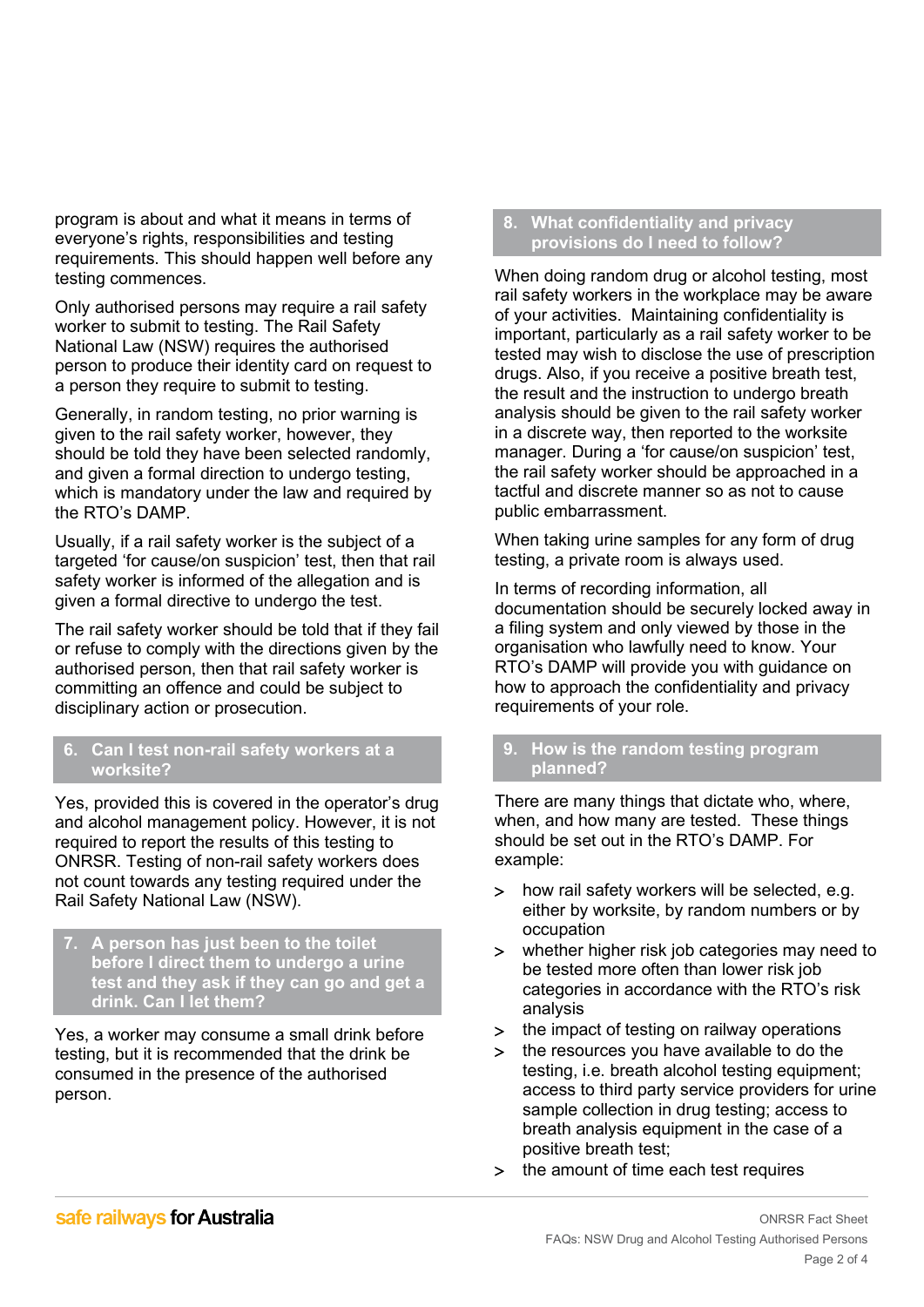program is about and what it means in terms of everyone's rights, responsibilities and testing requirements. This should happen well before any testing commences.

Only authorised persons may require a rail safety worker to submit to testing. The Rail Safety National Law (NSW) requires the authorised person to produce their identity card on request to a person they require to submit to testing.

Generally, in random testing, no prior warning is given to the rail safety worker, however, they should be told they have been selected randomly, and given a formal direction to undergo testing, which is mandatory under the law and required by the RTO's DAMP.

Usually, if a rail safety worker is the subject of a targeted 'for cause/on suspicion' test, then that rail safety worker is informed of the allegation and is given a formal directive to undergo the test.

The rail safety worker should be told that if they fail or refuse to comply with the directions given by the authorised person, then that rail safety worker is committing an offence and could be subject to disciplinary action or prosecution.

## 6. Can I test non-rail safety workers at a worksite?

Yes, provided this is covered in the operator's drug and alcohol management policy. However, it is not required to report the results of this testing to ONRSR. Testing of non-rail safety workers does not count towards any testing required under the Rail Safety National Law (NSW).

## 7. A person has just been to the toilet before I direct them to undergo a urine test and they ask if they can go and get a drink. Can I let them?

Yes, a worker may consume a small drink before testing, but it is recommended that the drink be consumed in the presence of the authorised person.

## 8. What confidentiality and privacy provisions do I need to follow?

When doing random drug or alcohol testing, most rail safety workers in the workplace may be aware of your activities. Maintaining confidentiality is important, particularly as a rail safety worker to be tested may wish to disclose the use of prescription drugs. Also, if you receive a positive breath test, the result and the instruction to undergo breath analysis should be given to the rail safety worker in a discrete way, then reported to the worksite manager. During a 'for cause/on suspicion' test, the rail safety worker should be approached in a tactful and discrete manner so as not to cause public embarrassment.

When taking urine samples for any form of drug testing, a private room is always used.

In terms of recording information, all documentation should be securely locked away in a filing system and only viewed by those in the organisation who lawfully need to know. Your RTO's DAMP will provide you with guidance on how to approach the confidentiality and privacy requirements of your role.

## 9. How is the random testing program planned?

There are many things that dictate who, where, when, and how many are tested. These things should be set out in the RTO's DAMP. For example:

- how rail safety workers will be selected, e.g. either by worksite, by random numbers or by occupation
- whether higher risk job categories may need to be tested more often than lower risk job categories in accordance with the RTO's risk analysis
- the impact of testing on railway operations
- the resources you have available to do the testing, i.e. breath alcohol testing equipment; access to third party service providers for urine sample collection in drug testing; access to breath analysis equipment in the case of a positive breath test;
- the amount of time each test requires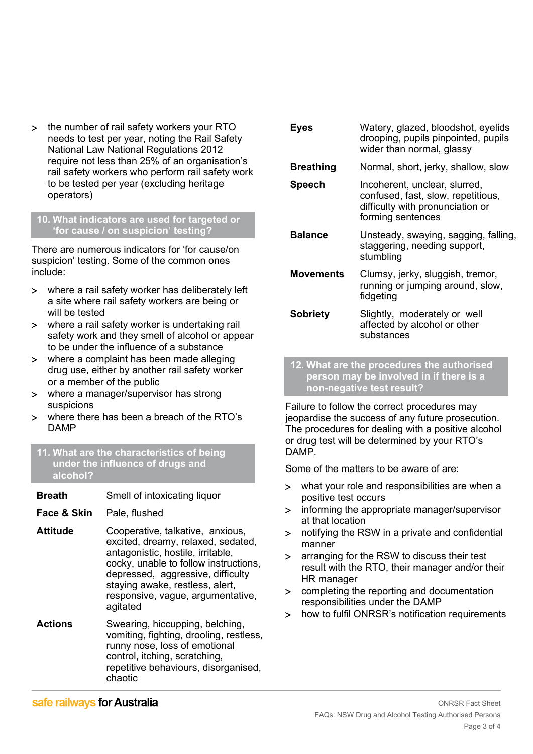- the number of rail safety workers your RTO needs to test per year, noting the Rail Safety National Law National Regulations 2012 require not less than 25% of an organisation's rail safety workers who perform rail safety work to be tested per year (excluding heritage operators)

## 10. What indicators are used for targeted or 'for cause / on suspicion' testing?

There are numerous indicators for 'for cause/on suspicion' testing. Some of the common ones include:

- where a rail safety worker has deliberately left a site where rail safety workers are being or will be tested
- where a rail safety worker is undertaking rail safety work and they smell of alcohol or appear to be under the influence of a substance
- where a complaint has been made alleging drug use, either by another rail safety worker or a member of the public
- where a manager/supervisor has strong suspicions
- where there has been a breach of the RTO's DAMP

## 11. What are the characteristics of being under the influence of drugs and alcohol?

| | |
|---|---|
| **Breath** | Smell of intoxicating liquor |
| **Face & Skin** | Pale, flushed |
| **Attitude** | Cooperative, talkative, anxious, excited, dreamy, relaxed, sedated, antagonistic, hostile, irritable, cocky, unable to follow instructions, depressed, aggressive, difficulty staying awake, restless, alert, responsive, vague, argumentative, agitated |
| **Actions** | Swearing, hiccupping, belching, vomiting, fighting, drooling, restless, runny nose, loss of emotional control, itching, scratching, repetitive behaviours, disorganised, chaotic |
| **Eyes** | Watery, glazed, bloodshot, eyelids drooping, pupils pinpointed, pupils wider than normal, glassy |
| **Breathing** | Normal, short, jerky, shallow, slow |
| **Speech** | Incoherent, unclear, slurred, confused, fast, slow, repetitious, difficulty with pronunciation or forming sentences |
| **Balance** | Unsteady, swaying, sagging, falling, staggering, needing support, stumbling |
| **Movements** | Clumsy, jerky, sluggish, tremor, running or jumping around, slow, fidgeting |
| **Sobriety** | Slightly, moderately or well affected by alcohol or other substances |

## 12. What are the procedures the authorised person may be involved in if there is a non-negative test result?

Failure to follow the correct procedures may jeopardise the success of any future prosecution. The procedures for dealing with a positive alcohol or drug test will be determined by your RTO's DAMP.

Some of the matters to be aware of are:

- what your role and responsibilities are when a positive test occurs
- informing the appropriate manager/supervisor at that location
- notifying the RSW in a private and confidential manner
- arranging for the RSW to discuss their test result with the RTO, their manager and/or their HR manager
- completing the reporting and documentation responsibilities under the DAMP
- how to fulfil ONRSR's notification requirements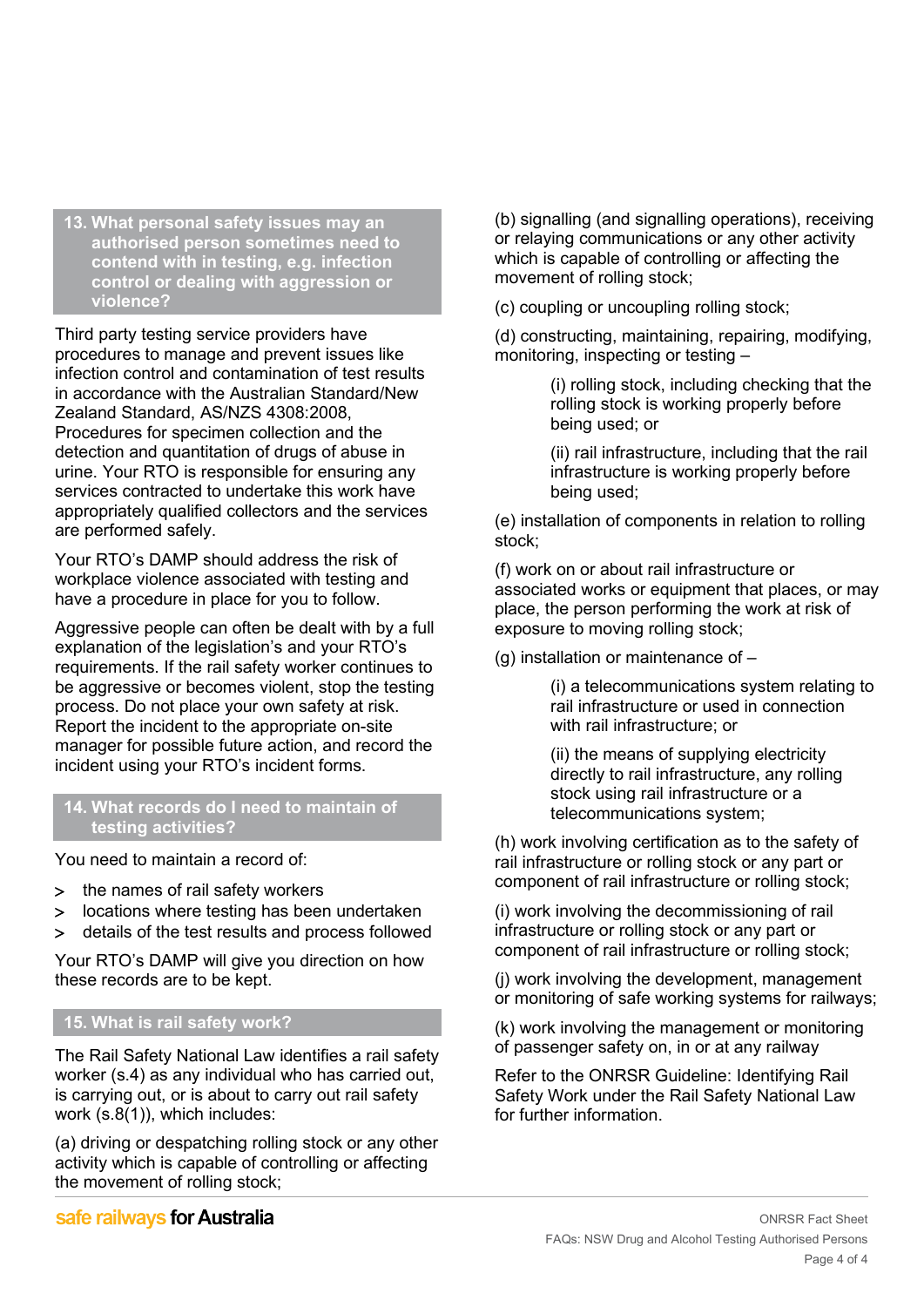## 13. What personal safety issues may an authorised person sometimes need to contend with in testing, e.g. infection control or dealing with aggression or violence?

Third party testing service providers have procedures to manage and prevent issues like infection control and contamination of test results in accordance with the Australian Standard/New Zealand Standard, AS/NZS 4308:2008, Procedures for specimen collection and the detection and quantitation of drugs of abuse in urine. Your RTO is responsible for ensuring any services contracted to undertake this work have appropriately qualified collectors and the services are performed safely.

Your RTO's DAMP should address the risk of workplace violence associated with testing and have a procedure in place for you to follow.

Aggressive people can often be dealt with by a full explanation of the legislation's and your RTO's requirements. If the rail safety worker continues to be aggressive or becomes violent, stop the testing process. Do not place your own safety at risk. Report the incident to the appropriate on-site manager for possible future action, and record the incident using your RTO's incident forms.

## 14. What records do I need to maintain of testing activities?

You need to maintain a record of:

- the names of rail safety workers
- locations where testing has been undertaken
- details of the test results and process followed

Your RTO's DAMP will give you direction on how these records are to be kept.

## 15. What is rail safety work?

The Rail Safety National Law identifies a rail safety worker (s.4) as any individual who has carried out, is carrying out, or is about to carry out rail safety work (s.8(1)), which includes:

(a) driving or despatching rolling stock or any other activity which is capable of controlling or affecting the movement of rolling stock;

(b) signalling (and signalling operations), receiving or relaying communications or any other activity which is capable of controlling or affecting the movement of rolling stock;

(c) coupling or uncoupling rolling stock;

(d) constructing, maintaining, repairing, modifying, monitoring, inspecting or testing –

> (i) rolling stock, including checking that the rolling stock is working properly before being used; or
>
> (ii) rail infrastructure, including that the rail infrastructure is working properly before being used;

(e) installation of components in relation to rolling stock;

(f) work on or about rail infrastructure or associated works or equipment that places, or may place, the person performing the work at risk of exposure to moving rolling stock;

(g) installation or maintenance of –

> (i) a telecommunications system relating to rail infrastructure or used in connection with rail infrastructure; or
>
> (ii) the means of supplying electricity directly to rail infrastructure, any rolling stock using rail infrastructure or a telecommunications system;

(h) work involving certification as to the safety of rail infrastructure or rolling stock or any part or component of rail infrastructure or rolling stock;

(i) work involving the decommissioning of rail infrastructure or rolling stock or any part or component of rail infrastructure or rolling stock;

(j) work involving the development, management or monitoring of safe working systems for railways;

(k) work involving the management or monitoring of passenger safety on, in or at any railway

Refer to the ONRSR Guideline: Identifying Rail Safety Work under the Rail Safety National Law for further information.